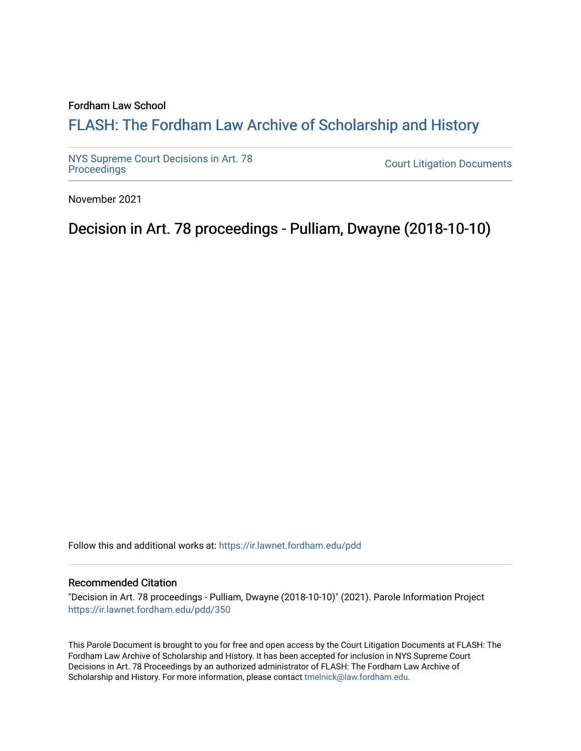Fordham Law School

# FLASH: The Fordham Law Archive of Scholarship and History

NYS Supreme Court Decisions in Art. 78 Proceedings

Court Litigation Documents

November 2021

## Decision in Art. 78 proceedings - Pulliam, Dwayne (2018-10-10)

Follow this and additional works at: https://ir.lawnet.fordham.edu/pdd

### Recommended Citation

"Decision in Art. 78 proceedings - Pulliam, Dwayne (2018-10-10)" (2021). Parole Information Project https://ir.lawnet.fordham.edu/pdd/350

This Parole Document is brought to you for free and open access by the Court Litigation Documents at FLASH: The Fordham Law Archive of Scholarship and History. It has been accepted for inclusion in NYS Supreme Court Decisions in Art. 78 Proceedings by an authorized administrator of FLASH: The Fordham Law Archive of Scholarship and History. For more information, please contact tmelnick@law.fordham.edu.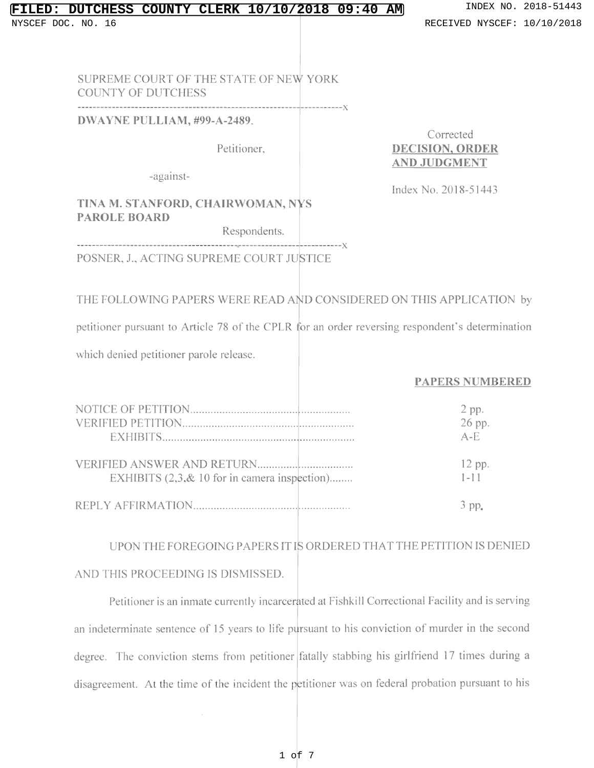SUPREME COURT OF THE STATE OF NEW YORK
COUNTY OF DUTCHESS

---

**DWAYNE PULLIAM, #99-A-2489**,

Petitioner,

-against-

**TINA M. STANFORD, CHAIRWOMAN, NYS PAROLE BOARD**

Respondents.

---

Corrected
**DECISION, ORDER AND JUDGMENT**

Index No. 2018-51443

POSNER, J., ACTING SUPREME COURT JUSTICE

THE FOLLOWING PAPERS WERE READ AND CONSIDERED ON THIS APPLICATION by petitioner pursuant to Article 78 of the CPLR for an order reversing respondent's determination which denied petitioner parole release.

| | **PAPERS NUMBERED** |
|---|---|
| NOTICE OF PETITION | 2 pp. |
| VERIFIED PETITION | 26 pp. |
| EXHIBITS | A-E |
| VERIFIED ANSWER AND RETURN | 12 pp. |
| EXHIBITS (2,3,& 10 for in camera inspection) | 1-11 |
| REPLY AFFIRMATION | 3 pp. |

UPON THE FOREGOING PAPERS IT IS ORDERED THAT THE PETITION IS DENIED AND THIS PROCEEDING IS DISMISSED.

Petitioner is an inmate currently incarcerated at Fishkill Correctional Facility and is serving an indeterminate sentence of 15 years to life pursuant to his conviction of murder in the second degree. The conviction stems from petitioner fatally stabbing his girlfriend 17 times during a disagreement. At the time of the incident the petitioner was on federal probation pursuant to his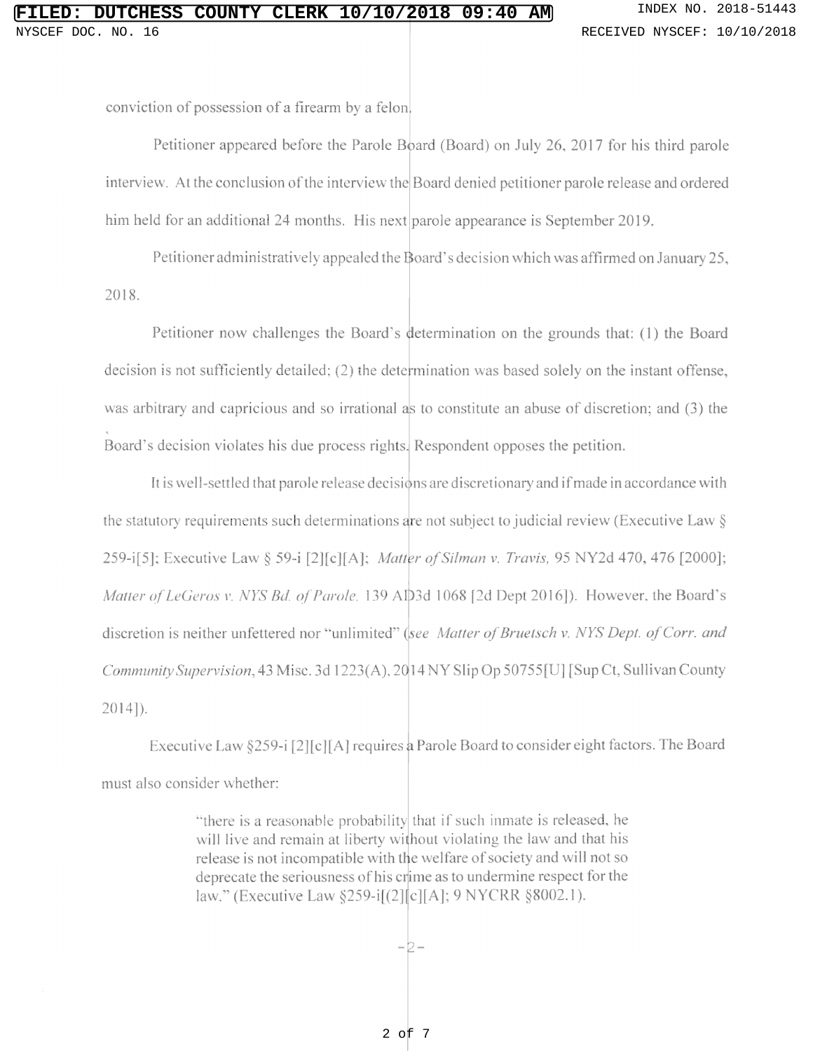conviction of possession of a firearm by a felon.

Petitioner appeared before the Parole Board (Board) on July 26, 2017 for his third parole interview. At the conclusion of the interview the Board denied petitioner parole release and ordered him held for an additional 24 months. His next parole appearance is September 2019.

Petitioner administratively appealed the Board's decision which was affirmed on January 25, 2018.

Petitioner now challenges the Board's determination on the grounds that: (1) the Board decision is not sufficiently detailed; (2) the determination was based solely on the instant offense, was arbitrary and capricious and so irrational as to constitute an abuse of discretion; and (3) the Board's decision violates his due process rights. Respondent opposes the petition.

It is well-settled that parole release decisions are discretionary and if made in accordance with the statutory requirements such determinations are not subject to judicial review (Executive Law § 259-i[5]; Executive Law § 59-i [2][c][A]; *Matter of Silman v. Travis,* 95 NY2d 470, 476 [2000]; *Matter of LeGeros v. NYS Bd. of Parole,* 139 AD3d 1068 [2d Dept 2016]). However, the Board's discretion is neither unfettered nor "unlimited" (*see Matter of Bruetsch v. NYS Dept. of Corr. and Community Supervision,* 43 Misc. 3d 1223(A), 2014 NY Slip Op 50755[U] [Sup Ct, Sullivan County 2014]).

Executive Law §259-i [2][c][A] requires a Parole Board to consider eight factors. The Board must also consider whether:

> "there is a reasonable probability that if such inmate is released, he will live and remain at liberty without violating the law and that his release is not incompatible with the welfare of society and will not so deprecate the seriousness of his crime as to undermine respect for the law." (Executive Law §259-i[(2][c][A]; 9 NYCRR §8002.1).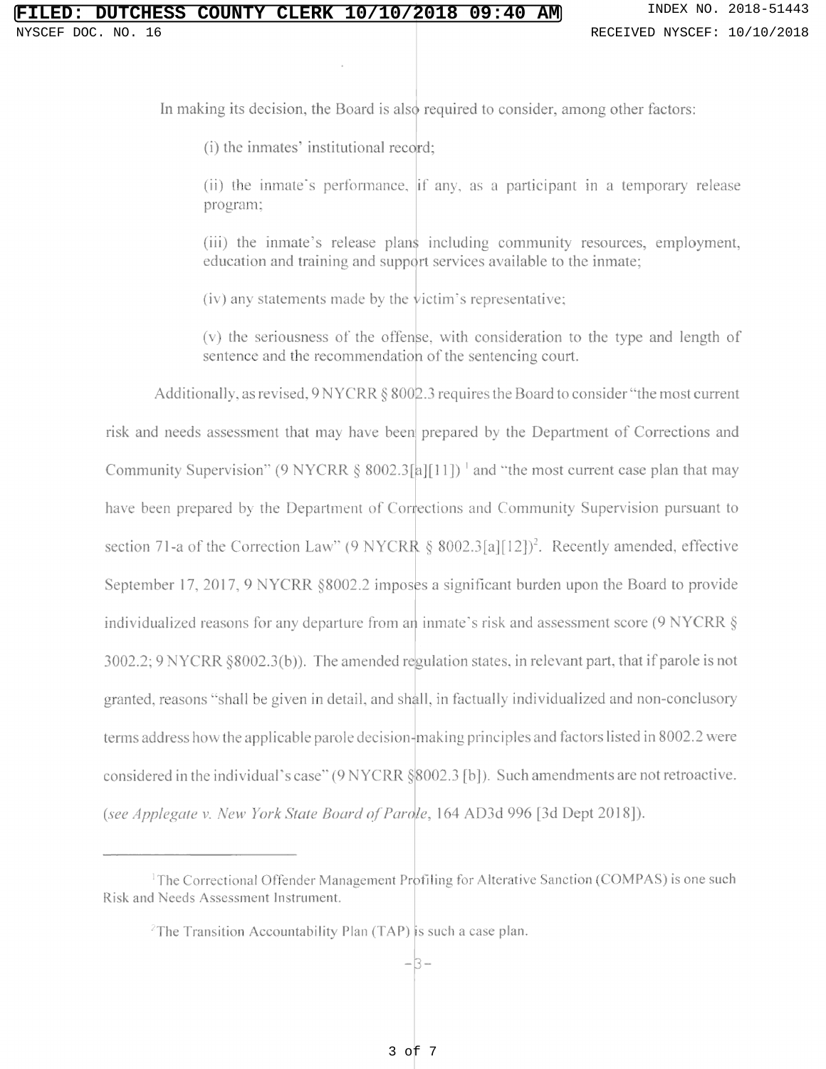In making its decision, the Board is also required to consider, among other factors:

(i) the inmates' institutional record;

(ii) the inmate's performance, if any, as a participant in a temporary release program;

(iii) the inmate's release plans including community resources, employment, education and training and support services available to the inmate;

(iv) any statements made by the victim's representative;

(v) the seriousness of the offense, with consideration to the type and length of sentence and the recommendation of the sentencing court.

Additionally, as revised, 9 NYCRR § 8002.3 requires the Board to consider "the most current risk and needs assessment that may have been prepared by the Department of Corrections and Community Supervision" (9 NYCRR § 8002.3[a][11])[1] and "the most current case plan that may have been prepared by the Department of Corrections and Community Supervision pursuant to section 71-a of the Correction Law" (9 NYCRR § 8002.3[a][12])[2]. Recently amended, effective September 17, 2017, 9 NYCRR §8002.2 imposes a significant burden upon the Board to provide individualized reasons for any departure from an inmate's risk and assessment score (9 NYCRR § 3002.2; 9 NYCRR §8002.3(b)). The amended regulation states, in relevant part, that if parole is not granted, reasons "shall be given in detail, and shall, in factually individualized and non-conclusory terms address how the applicable parole decision-making principles and factors listed in 8002.2 were considered in the individual's case" (9 NYCRR §8002.3 [b]). Such amendments are not retroactive. (*see Applegate v. New York State Board of Parole*, 164 AD3d 996 [3d Dept 2018]).

---

[1] The Correctional Offender Management Profiling for Alterative Sanction (COMPAS) is one such Risk and Needs Assessment Instrument.

[2] The Transition Accountability Plan (TAP) is such a case plan.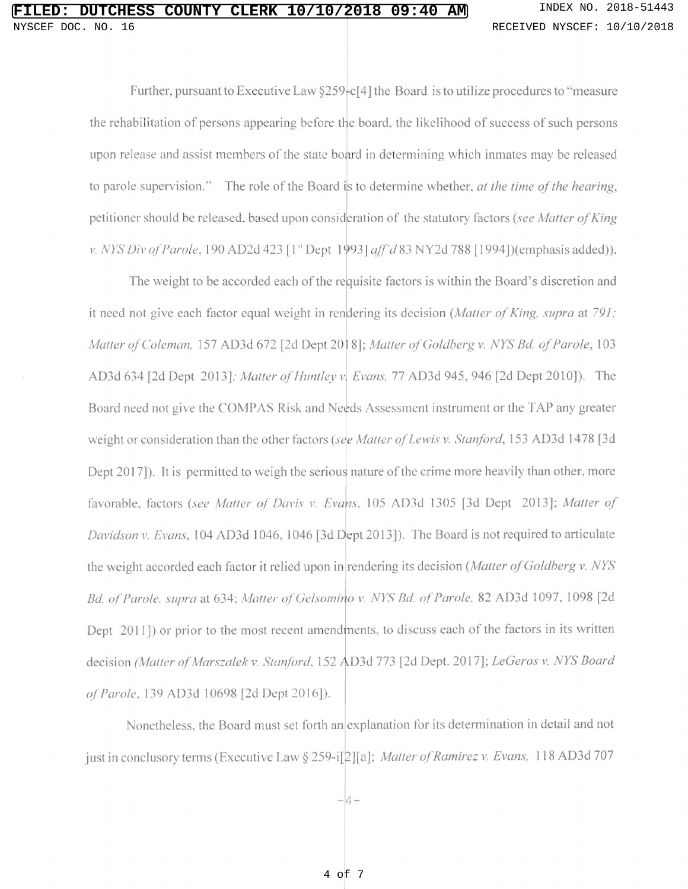Further, pursuant to Executive Law §259-c[4] the Board is to utilize procedures to "measure the rehabilitation of persons appearing before the board, the likelihood of success of such persons upon release and assist members of the state board in determining which inmates may be released to parole supervision." The role of the Board is to determine whether, *at the time of the hearing*, petitioner should be released, based upon consideration of the statutory factors (*see Matter of King v. NYS Div of Parole*, 190 AD2d 423 [1st Dept 1993] *aff'd* 83 NY2d 788 [1994])(emphasis added)).

The weight to be accorded each of the requisite factors is within the Board's discretion and it need not give each factor equal weight in rendering its decision (*Matter of King, supra* at *791; Matter of Coleman,* 157 AD3d 672 [2d Dept 2018]; *Matter of Goldberg v. NYS Bd. of Parole*, 103 AD3d 634 [2d Dept 2013]; *Matter of Huntley v. Evans,* 77 AD3d 945, 946 [2d Dept 2010]). The Board need not give the COMPAS Risk and Needs Assessment instrument or the TAP any greater weight or consideration than the other factors (*see Matter of Lewis v. Stanford*, 153 AD3d 1478 [3d Dept 2017]). It is permitted to weigh the serious nature of the crime more heavily than other, more favorable, factors (*see Matter of Davis v. Evans*, 105 AD3d 1305 [3d Dept 2013]; *Matter of Davidson v. Evans*, 104 AD3d 1046, 1046 [3d Dept 2013]). The Board is not required to articulate the weight accorded each factor it relied upon in rendering its decision (*Matter of Goldberg v. NYS Bd. of Parole. supra* at 634; *Matter of Gelsomino v. NYS Bd. of Parole,* 82 AD3d 1097, 1098 [2d Dept 2011]) or prior to the most recent amendments, to discuss each of the factors in its written decision *(Matter of Marszalek v. Stanford*, 152 AD3d 773 [2d Dept. 2017]; *LeGeros v. NYS Board of Parole*, 139 AD3d 10698 [2d Dept 2016]).

Nonetheless, the Board must set forth an explanation for its determination in detail and not just in conclusory terms (Executive Law § 259-i[2][a]; *Matter of Ramirez v. Evans,* 118 AD3d 707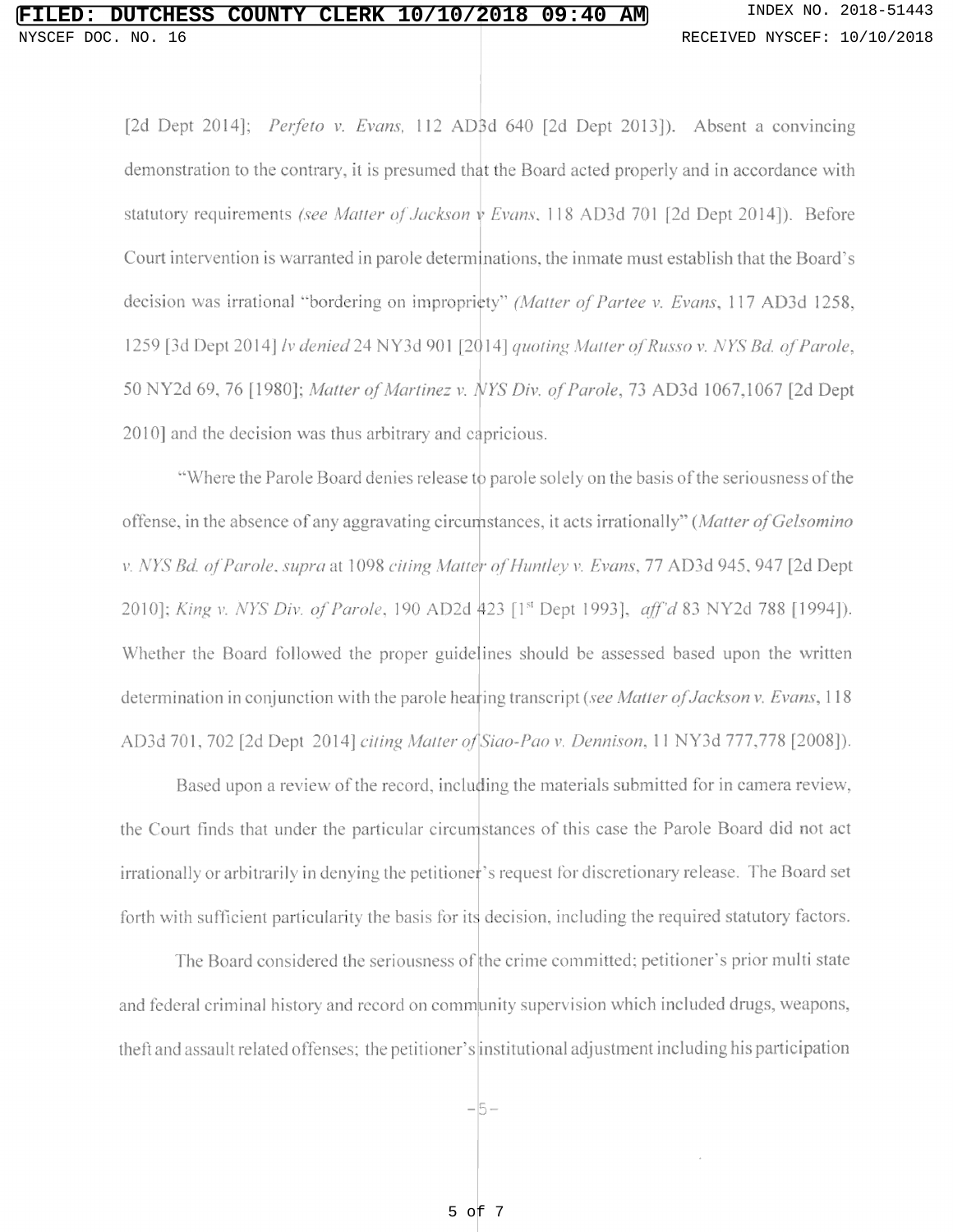[2d Dept 2014]; *Perfeto v. Evans*, 112 AD3d 640 [2d Dept 2013]). Absent a convincing demonstration to the contrary, it is presumed that the Board acted properly and in accordance with statutory requirements *(see Matter of Jackson v Evans*, 118 AD3d 701 [2d Dept 2014]). Before Court intervention is warranted in parole determinations, the inmate must establish that the Board's decision was irrational "bordering on impropriety" *(Matter of Partee v. Evans*, 117 AD3d 1258, 1259 [3d Dept 2014] *lv denied* 24 NY3d 901 [2014] *quoting Matter of Russo v. NYS Bd. of Parole*, 50 NY2d 69, 76 [1980]; *Matter of Martinez v. NYS Div. of Parole*, 73 AD3d 1067,1067 [2d Dept 2010] and the decision was thus arbitrary and capricious.

"Where the Parole Board denies release to parole solely on the basis of the seriousness of the offense, in the absence of any aggravating circumstances, it acts irrationally" (*Matter of Gelsomino v. NYS Bd. of Parole*, *supra* at 1098 *citing Matter of Huntley v. Evans*, 77 AD3d 945, 947 [2d Dept 2010]; *King v. NYS Div. of Parole*, 190 AD2d 423 [1st Dept 1993], *aff'd* 83 NY2d 788 [1994]). Whether the Board followed the proper guidelines should be assessed based upon the written determination in conjunction with the parole hearing transcript (*see Matter of Jackson v. Evans*, 118 AD3d 701, 702 [2d Dept 2014] *citing Matter of Siao-Pao v. Dennison*, 11 NY3d 777,778 [2008]).

Based upon a review of the record, including the materials submitted for in camera review, the Court finds that under the particular circumstances of this case the Parole Board did not act irrationally or arbitrarily in denying the petitioner's request for discretionary release. The Board set forth with sufficient particularity the basis for its decision, including the required statutory factors.

The Board considered the seriousness of the crime committed; petitioner's prior multi state and federal criminal history and record on community supervision which included drugs, weapons, theft and assault related offenses; the petitioner's institutional adjustment including his participation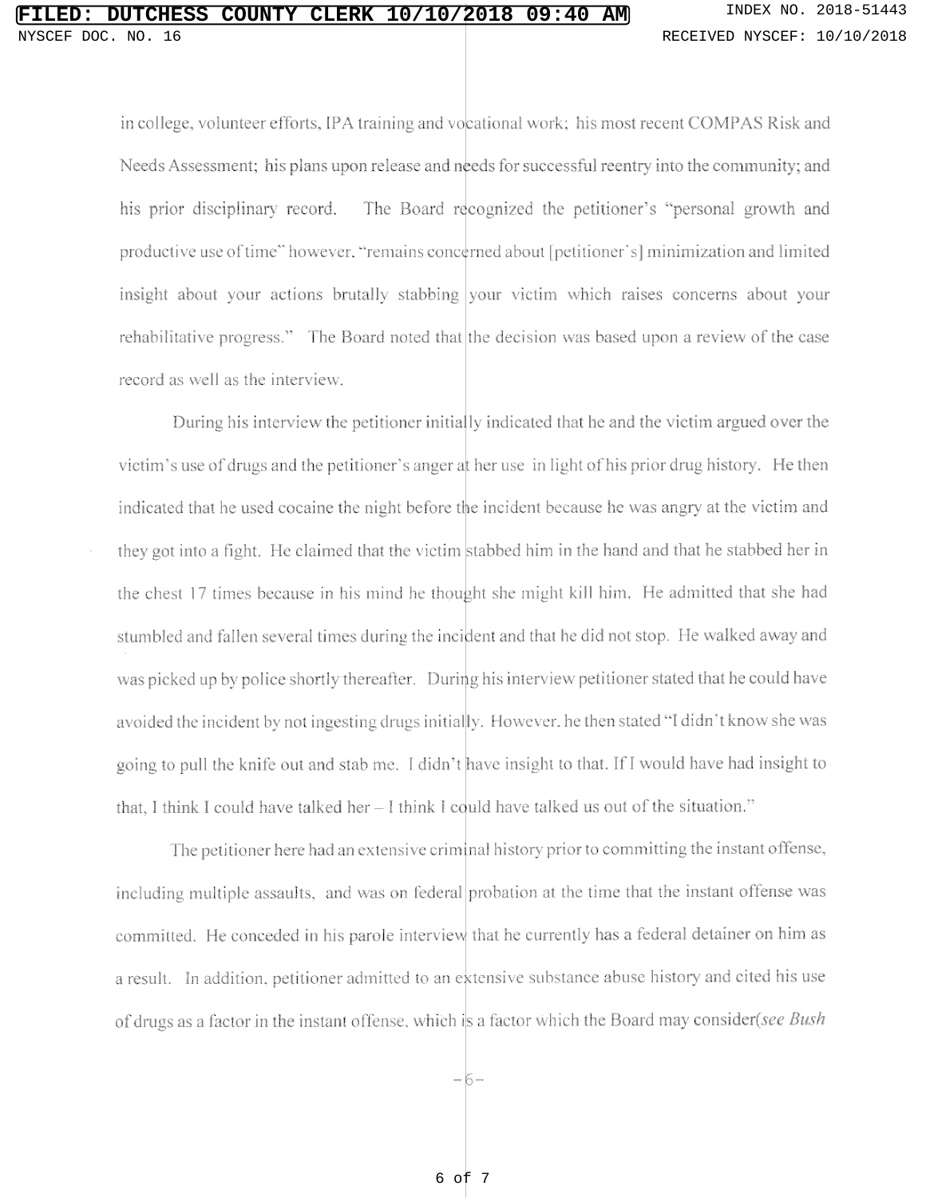in college, volunteer efforts, IPA training and vocational work; his most recent COMPAS Risk and Needs Assessment; his plans upon release and needs for successful reentry into the community; and his prior disciplinary record. The Board recognized the petitioner's "personal growth and productive use of time" however, "remains concerned about [petitioner's] minimization and limited insight about your actions brutally stabbing your victim which raises concerns about your rehabilitative progress." The Board noted that the decision was based upon a review of the case record as well as the interview.

During his interview the petitioner initially indicated that he and the victim argued over the victim's use of drugs and the petitioner's anger at her use in light of his prior drug history. He then indicated that he used cocaine the night before the incident because he was angry at the victim and they got into a fight. He claimed that the victim stabbed him in the hand and that he stabbed her in the chest 17 times because in his mind he thought she might kill him. He admitted that she had stumbled and fallen several times during the incident and that he did not stop. He walked away and was picked up by police shortly thereafter. During his interview petitioner stated that he could have avoided the incident by not ingesting drugs initially. However, he then stated "I didn't know she was going to pull the knife out and stab me. I didn't have insight to that. If I would have had insight to that, I think I could have talked her – I think I could have talked us out of the situation."

The petitioner here had an extensive criminal history prior to committing the instant offense, including multiple assaults, and was on federal probation at the time that the instant offense was committed. He conceded in his parole interview that he currently has a federal detainer on him as a result. In addition, petitioner admitted to an extensive substance abuse history and cited his use of drugs as a factor in the instant offense, which is a factor which the Board may consider(*see Bush*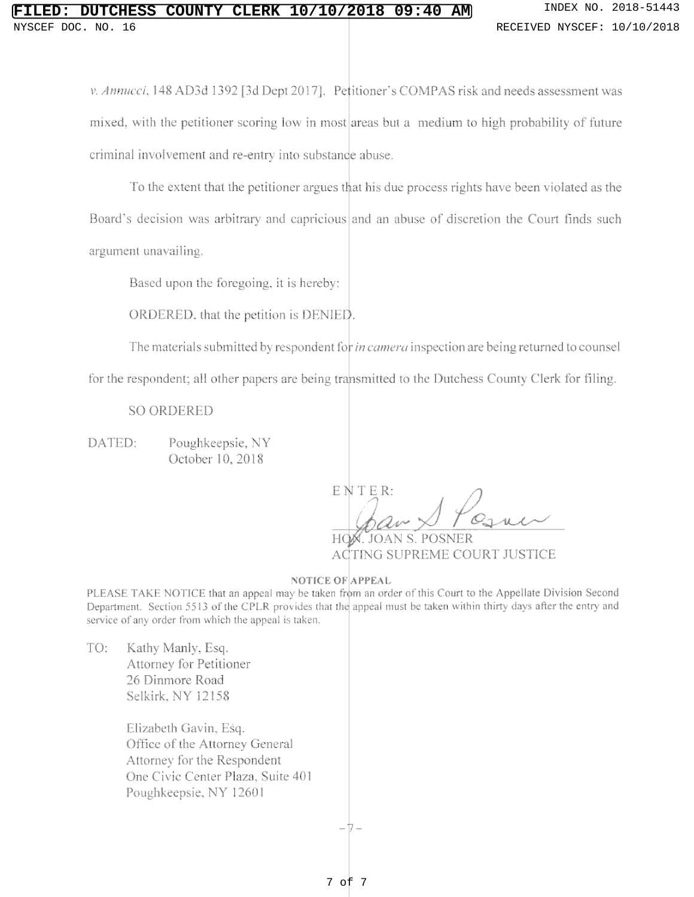*v. Annucci*, 148 AD3d 1392 [3d Dept 2017]. Petitioner's COMPAS risk and needs assessment was mixed, with the petitioner scoring low in most areas but a medium to high probability of future criminal involvement and re-entry into substance abuse.

To the extent that the petitioner argues that his due process rights have been violated as the Board's decision was arbitrary and capricious and an abuse of discretion the Court finds such argument unavailing.

Based upon the foregoing, it is hereby:

ORDERED, that the petition is DENIED.

The materials submitted by respondent for *in camera* inspection are being returned to counsel for the respondent; all other papers are being transmitted to the Dutchess County Clerk for filing.

SO ORDERED

DATED: Poughkeepsie, NY
October 10, 2018

ENTER:

HON. JOAN S. POSNER
ACTING SUPREME COURT JUSTICE

**NOTICE OF APPEAL**

PLEASE TAKE NOTICE that an appeal may be taken from an order of this Court to the Appellate Division Second Department. Section 5513 of the CPLR provides that the appeal must be taken within thirty days after the entry and service of any order from which the appeal is taken.

TO: Kathy Manly, Esq.
Attorney for Petitioner
26 Dinmore Road
Selkirk, NY 12158

Elizabeth Gavin, Esq.
Office of the Attorney General
Attorney for the Respondent
One Civic Center Plaza, Suite 401
Poughkeepsie, NY 12601